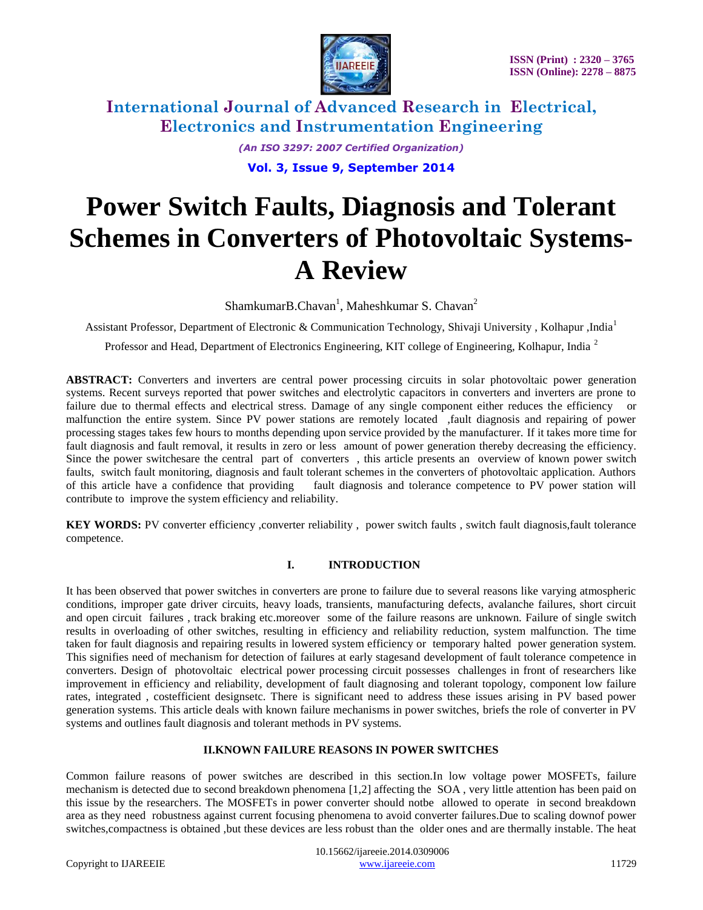# Power Switch Faults, Diagnosis and Tolerant Schemes in Converters of Photovoltaic Systems- A Review

ShamkumarB.Chavan[1], Maheshkumar S. Chavan[2]

Assistant Professor, Department of Electronic & Communication Technology, Shivaji University , Kolhapur ,India[1]

Professor and Head, Department of Electronics Engineering, KIT college of Engineering, Kolhapur, India [2]

**ABSTRACT:** Converters and inverters are central power processing circuits in solar photovoltaic power generation systems. Recent surveys reported that power switches and electrolytic capacitors in converters and inverters are prone to failure due to thermal effects and electrical stress. Damage of any single component either reduces the efficiency or malfunction the entire system. Since PV power stations are remotely located ,fault diagnosis and repairing of power processing stages takes few hours to months depending upon service provided by the manufacturer. If it takes more time for fault diagnosis and fault removal, it results in zero or less amount of power generation thereby decreasing the efficiency. Since the power switchesare the central part of converters , this article presents an overview of known power switch faults, switch fault monitoring, diagnosis and fault tolerant schemes in the converters of photovoltaic application. Authors of this article have a confidence that providing fault diagnosis and tolerance competence to PV power station will contribute to improve the system efficiency and reliability.

**KEY WORDS:** PV converter efficiency ,converter reliability , power switch faults , switch fault diagnosis,fault tolerance competence.

## I. INTRODUCTION

It has been observed that power switches in converters are prone to failure due to several reasons like varying atmospheric conditions, improper gate driver circuits, heavy loads, transients, manufacturing defects, avalanche failures, short circuit and open circuit failures , track braking etc.moreover some of the failure reasons are unknown. Failure of single switch results in overloading of other switches, resulting in efficiency and reliability reduction, system malfunction. The time taken for fault diagnosis and repairing results in lowered system efficiency or temporary halted power generation system. This signifies need of mechanism for detection of failures at early stagesand development of fault tolerance competence in converters. Design of photovoltaic electrical power processing circuit possesses challenges in front of researchers like improvement in efficiency and reliability, development of fault diagnosing and tolerant topology, component low failure rates, integrated , costefficient designsetc. There is significant need to address these issues arising in PV based power generation systems. This article deals with known failure mechanisms in power switches, briefs the role of converter in PV systems and outlines fault diagnosis and tolerant methods in PV systems.

## II.KNOWN FAILURE REASONS IN POWER SWITCHES

Common failure reasons of power switches are described in this section.In low voltage power MOSFETs, failure mechanism is detected due to second breakdown phenomena [1,2] affecting the SOA , very little attention has been paid on this issue by the researchers. The MOSFETs in power converter should notbe allowed to operate in second breakdown area as they need robustness against current focusing phenomena to avoid converter failures.Due to scaling downof power switches,compactness is obtained ,but these devices are less robust than the older ones and are thermally instable. The heat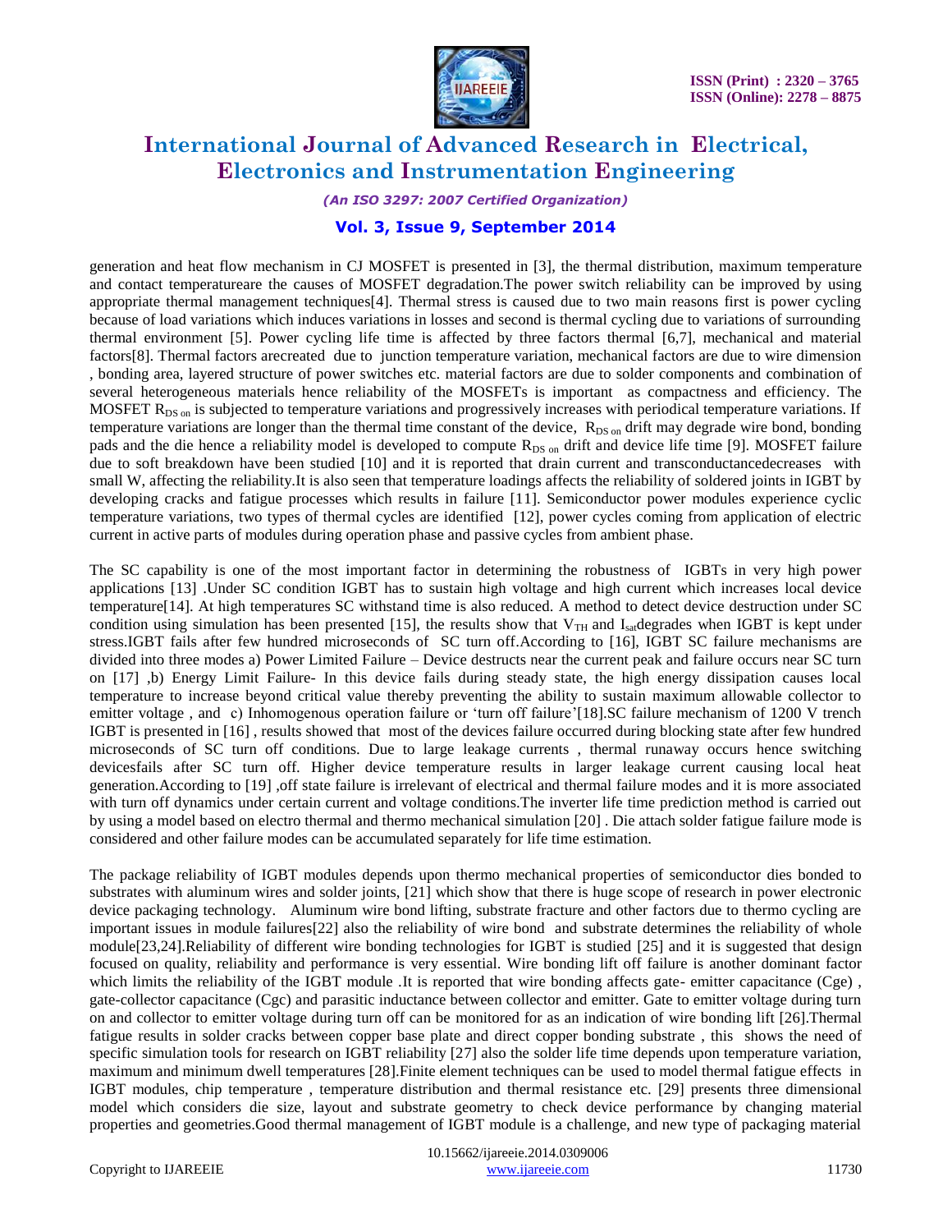generation and heat flow mechanism in CJ MOSFET is presented in [3], the thermal distribution, maximum temperature and contact temperatureare the causes of MOSFET degradation.The power switch reliability can be improved by using appropriate thermal management techniques[4]. Thermal stress is caused due to two main reasons first is power cycling because of load variations which induces variations in losses and second is thermal cycling due to variations of surrounding thermal environment [5]. Power cycling life time is affected by three factors thermal [6,7], mechanical and material factors[8]. Thermal factors arecreated due to junction temperature variation, mechanical factors are due to wire dimension , bonding area, layered structure of power switches etc. material factors are due to solder components and combination of several heterogeneous materials hence reliability of the MOSFETs is important as compactness and efficiency. The MOSFET $R_{DS\ on}$ is subjected to temperature variations and progressively increases with periodical temperature variations. If temperature variations are longer than the thermal time constant of the device, $R_{DS\ on}$ drift may degrade wire bond, bonding pads and the die hence a reliability model is developed to compute $R_{DS\ on}$ drift and device life time [9]. MOSFET failure due to soft breakdown have been studied [10] and it is reported that drain current and transconductancedecreases with small W, affecting the reliability.It is also seen that temperature loadings affects the reliability of soldered joints in IGBT by developing cracks and fatigue processes which results in failure [11]. Semiconductor power modules experience cyclic temperature variations, two types of thermal cycles are identified [12], power cycles coming from application of electric current in active parts of modules during operation phase and passive cycles from ambient phase.

The SC capability is one of the most important factor in determining the robustness of IGBTs in very high power applications [13] .Under SC condition IGBT has to sustain high voltage and high current which increases local device temperature[14]. At high temperatures SC withstand time is also reduced. A method to detect device destruction under SC condition using simulation has been presented [15], the results show that $V_{TH}$ and $I_{sat}$degrades when IGBT is kept under stress.IGBT fails after few hundred microseconds of SC turn off.According to [16], IGBT SC failure mechanisms are divided into three modes a) Power Limited Failure – Device destructs near the current peak and failure occurs near SC turn on [17] ,b) Energy Limit Failure- In this device fails during steady state, the high energy dissipation causes local temperature to increase beyond critical value thereby preventing the ability to sustain maximum allowable collector to emitter voltage , and c) Inhomogenous operation failure or 'turn off failure'[18].SC failure mechanism of 1200 V trench IGBT is presented in [16] , results showed that most of the devices failure occurred during blocking state after few hundred microseconds of SC turn off conditions. Due to large leakage currents , thermal runaway occurs hence switching devicesfails after SC turn off. Higher device temperature results in larger leakage current causing local heat generation.According to [19] ,off state failure is irrelevant of electrical and thermal failure modes and it is more associated with turn off dynamics under certain current and voltage conditions.The inverter life time prediction method is carried out by using a model based on electro thermal and thermo mechanical simulation [20] . Die attach solder fatigue failure mode is considered and other failure modes can be accumulated separately for life time estimation.

The package reliability of IGBT modules depends upon thermo mechanical properties of semiconductor dies bonded to substrates with aluminum wires and solder joints, [21] which show that there is huge scope of research in power electronic device packaging technology. Aluminum wire bond lifting, substrate fracture and other factors due to thermo cycling are important issues in module failures[22] also the reliability of wire bond and substrate determines the reliability of whole module[23,24].Reliability of different wire bonding technologies for IGBT is studied [25] and it is suggested that design focused on quality, reliability and performance is very essential. Wire bonding lift off failure is another dominant factor which limits the reliability of the IGBT module .It is reported that wire bonding affects gate- emitter capacitance (Cge) , gate-collector capacitance (Cgc) and parasitic inductance between collector and emitter. Gate to emitter voltage during turn on and collector to emitter voltage during turn off can be monitored for as an indication of wire bonding lift [26].Thermal fatigue results in solder cracks between copper base plate and direct copper bonding substrate , this shows the need of specific simulation tools for research on IGBT reliability [27] also the solder life time depends upon temperature variation, maximum and minimum dwell temperatures [28].Finite element techniques can be used to model thermal fatigue effects in IGBT modules, chip temperature , temperature distribution and thermal resistance etc. [29] presents three dimensional model which considers die size, layout and substrate geometry to check device performance by changing material properties and geometries.Good thermal management of IGBT module is a challenge, and new type of packaging material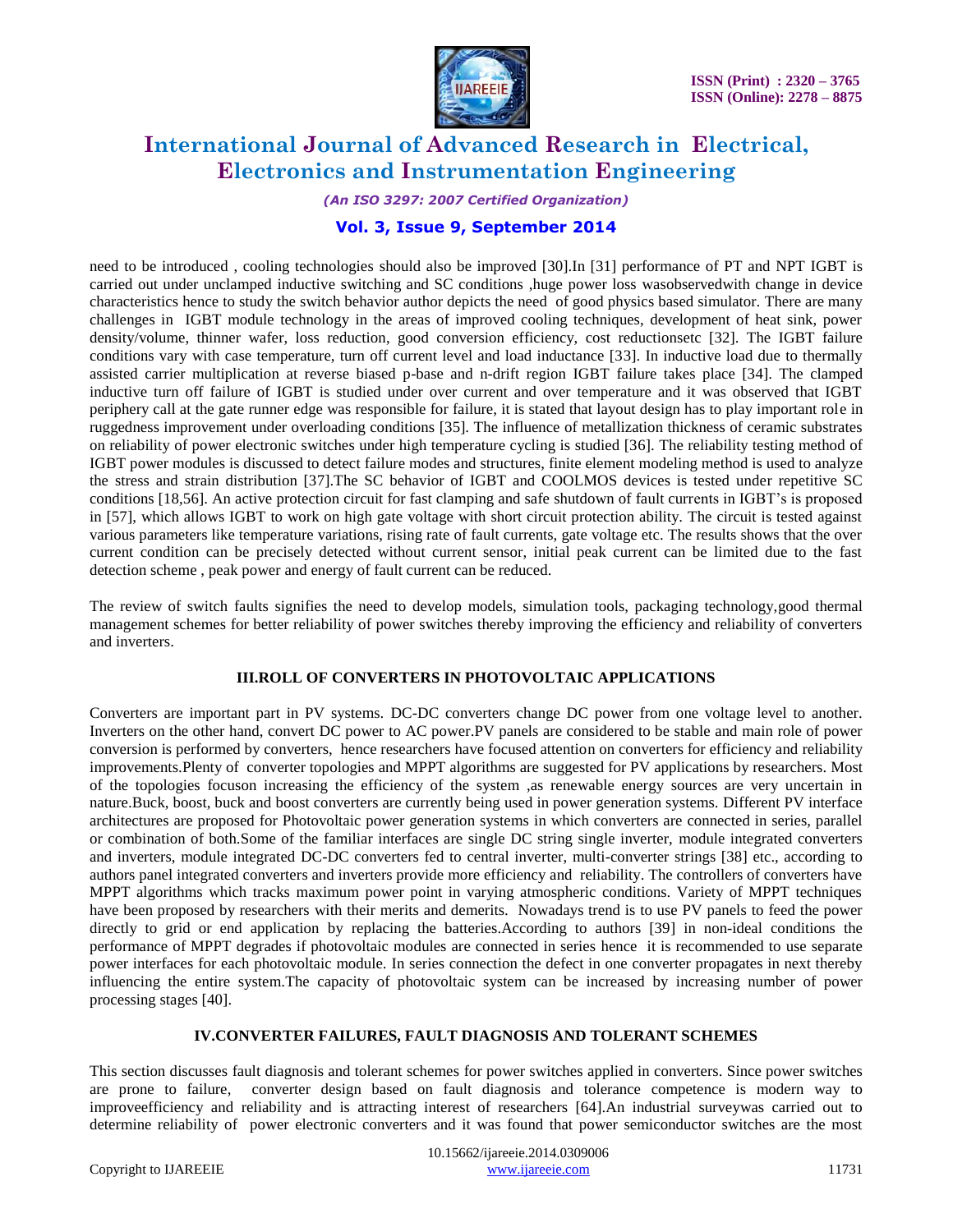need to be introduced , cooling technologies should also be improved [30].In [31] performance of PT and NPT IGBT is carried out under unclamped inductive switching and SC conditions ,huge power loss wasobservedwith change in device characteristics hence to study the switch behavior author depicts the need of good physics based simulator. There are many challenges in IGBT module technology in the areas of improved cooling techniques, development of heat sink, power density/volume, thinner wafer, loss reduction, good conversion efficiency, cost reductionsetc [32]. The IGBT failure conditions vary with case temperature, turn off current level and load inductance [33]. In inductive load due to thermally assisted carrier multiplication at reverse biased p-base and n-drift region IGBT failure takes place [34]. The clamped inductive turn off failure of IGBT is studied under over current and over temperature and it was observed that IGBT periphery call at the gate runner edge was responsible for failure, it is stated that layout design has to play important role in ruggedness improvement under overloading conditions [35]. The influence of metallization thickness of ceramic substrates on reliability of power electronic switches under high temperature cycling is studied [36]. The reliability testing method of IGBT power modules is discussed to detect failure modes and structures, finite element modeling method is used to analyze the stress and strain distribution [37].The SC behavior of IGBT and COOLMOS devices is tested under repetitive SC conditions [18,56]. An active protection circuit for fast clamping and safe shutdown of fault currents in IGBT's is proposed in [57], which allows IGBT to work on high gate voltage with short circuit protection ability. The circuit is tested against various parameters like temperature variations, rising rate of fault currents, gate voltage etc. The results shows that the over current condition can be precisely detected without current sensor, initial peak current can be limited due to the fast detection scheme , peak power and energy of fault current can be reduced.

The review of switch faults signifies the need to develop models, simulation tools, packaging technology,good thermal management schemes for better reliability of power switches thereby improving the efficiency and reliability of converters and inverters.

## III.ROLL OF CONVERTERS IN PHOTOVOLTAIC APPLICATIONS

Converters are important part in PV systems. DC-DC converters change DC power from one voltage level to another. Inverters on the other hand, convert DC power to AC power.PV panels are considered to be stable and main role of power conversion is performed by converters, hence researchers have focused attention on converters for efficiency and reliability improvements.Plenty of converter topologies and MPPT algorithms are suggested for PV applications by researchers. Most of the topologies focuson increasing the efficiency of the system ,as renewable energy sources are very uncertain in nature.Buck, boost, buck and boost converters are currently being used in power generation systems. Different PV interface architectures are proposed for Photovoltaic power generation systems in which converters are connected in series, parallel or combination of both.Some of the familiar interfaces are single DC string single inverter, module integrated converters and inverters, module integrated DC-DC converters fed to central inverter, multi-converter strings [38] etc., according to authors panel integrated converters and inverters provide more efficiency and reliability. The controllers of converters have MPPT algorithms which tracks maximum power point in varying atmospheric conditions. Variety of MPPT techniques have been proposed by researchers with their merits and demerits. Nowadays trend is to use PV panels to feed the power directly to grid or end application by replacing the batteries.According to authors [39] in non-ideal conditions the performance of MPPT degrades if photovoltaic modules are connected in series hence it is recommended to use separate power interfaces for each photovoltaic module. In series connection the defect in one converter propagates in next thereby influencing the entire system.The capacity of photovoltaic system can be increased by increasing number of power processing stages [40].

## IV.CONVERTER FAILURES, FAULT DIAGNOSIS AND TOLERANT SCHEMES

This section discusses fault diagnosis and tolerant schemes for power switches applied in converters. Since power switches are prone to failure, converter design based on fault diagnosis and tolerance competence is modern way to improveefficiency and reliability and is attracting interest of researchers [64].An industrial surveywas carried out to determine reliability of power electronic converters and it was found that power semiconductor switches are the most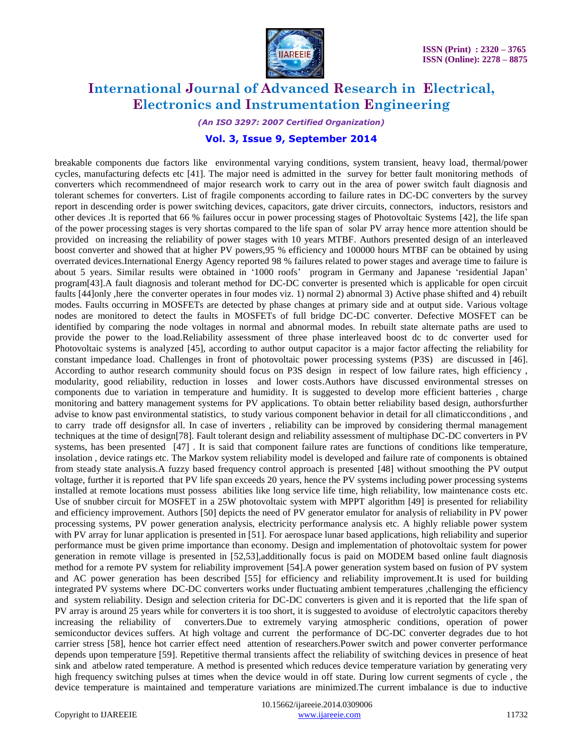breakable components due factors like environmental varying conditions, system transient, heavy load, thermal/power cycles, manufacturing defects etc [41]. The major need is admitted in the survey for better fault monitoring methods of converters which recommendneed of major research work to carry out in the area of power switch fault diagnosis and tolerant schemes for converters. List of fragile components according to failure rates in DC-DC converters by the survey report in descending order is power switching devices, capacitors, gate driver circuits, connectors, inductors, resistors and other devices .It is reported that 66 % failures occur in power processing stages of Photovoltaic Systems [42], the life span of the power processing stages is very shortas compared to the life span of solar PV array hence more attention should be provided on increasing the reliability of power stages with 10 years MTBF. Authors presented design of an interleaved boost converter and showed that at higher PV powers,95 % efficiency and 100000 hours MTBF can be obtained by using overrated devices.International Energy Agency reported 98 % failures related to power stages and average time to failure is about 5 years. Similar results were obtained in '1000 roofs' program in Germany and Japanese 'residential Japan' program[43].A fault diagnosis and tolerant method for DC-DC converter is presented which is applicable for open circuit faults [44]only ,here the converter operates in four modes viz. 1) normal 2) abnormal 3) Active phase shifted and 4) rebuilt modes. Faults occurring in MOSFETs are detected by phase changes at primary side and at output side. Various voltage nodes are monitored to detect the faults in MOSFETs of full bridge DC-DC converter. Defective MOSFET can be identified by comparing the node voltages in normal and abnormal modes. In rebuilt state alternate paths are used to provide the power to the load.Reliability assessment of three phase interleaved boost dc to dc converter used for Photovoltaic systems is analyzed [45], according to author output capacitor is a major factor affecting the reliability for constant impedance load. Challenges in front of photovoltaic power processing systems (P3S) are discussed in [46]. According to author research community should focus on P3S design in respect of low failure rates, high efficiency , modularity, good reliability, reduction in losses and lower costs.Authors have discussed environmental stresses on components due to variation in temperature and humidity. It is suggested to develop more efficient batteries , charge monitoring and battery management systems for PV applications. To obtain better reliability based design, authorsfurther advise to know past environmental statistics, to study various component behavior in detail for all climaticconditions , and to carry trade off designsfor all. In case of inverters , reliability can be improved by considering thermal management techniques at the time of design[78]. Fault tolerant design and reliability assessment of multiphase DC-DC converters in PV systems, has been presented [47] . It is said that component failure rates are functions of conditions like temperature, insolation , device ratings etc. The Markov system reliability model is developed and failure rate of components is obtained from steady state analysis.A fuzzy based frequency control approach is presented [48] without smoothing the PV output voltage, further it is reported that PV life span exceeds 20 years, hence the PV systems including power processing systems installed at remote locations must possess abilities like long service life time, high reliability, low maintenance costs etc. Use of snubber circuit for MOSFET in a 25W photovoltaic system with MPPT algorithm [49] is presented for reliability and efficiency improvement. Authors [50] depicts the need of PV generator emulator for analysis of reliability in PV power processing systems, PV power generation analysis, electricity performance analysis etc. A highly reliable power system with PV array for lunar application is presented in [51]. For aerospace lunar based applications, high reliability and superior performance must be given prime importance than economy. Design and implementation of photovoltaic system for power generation in remote village is presented in [52,53],additionally focus is paid on MODEM based online fault diagnosis method for a remote PV system for reliability improvement [54].A power generation system based on fusion of PV system and AC power generation has been described [55] for efficiency and reliability improvement.It is used for building integrated PV systems where DC-DC converters works under fluctuating ambient temperatures ,challenging the efficiency and system reliability. Design and selection criteria for DC-DC converters is given and it is reported that the life span of PV array is around 25 years while for converters it is too short, it is suggested to avoiduse of electrolytic capacitors thereby increasing the reliability of converters.Due to extremely varying atmospheric conditions, operation of power semiconductor devices suffers. At high voltage and current the performance of DC-DC converter degrades due to hot carrier stress [58], hence hot carrier effect need attention of researchers.Power switch and power converter performance depends upon temperature [59]. Repetitive thermal transients affect the reliability of switching devices in presence of heat sink and atbelow rated temperature. A method is presented which reduces device temperature variation by generating very high frequency switching pulses at times when the device would in off state. During low current segments of cycle , the device temperature is maintained and temperature variations are minimized.The current imbalance is due to inductive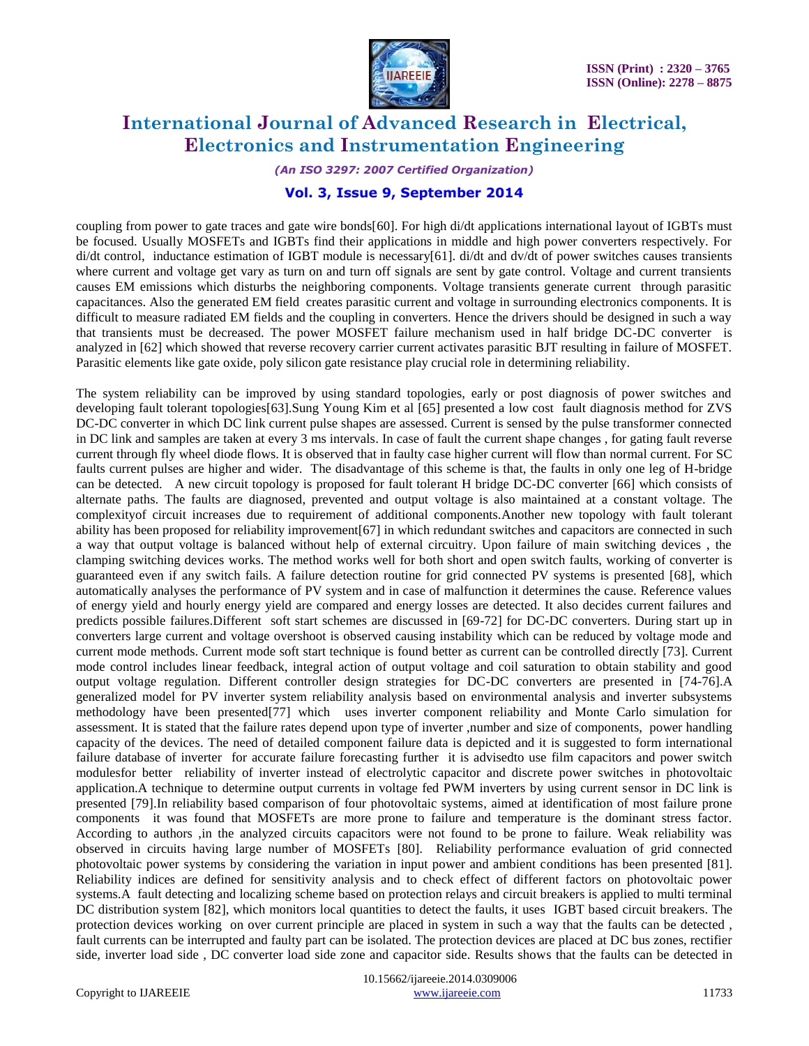coupling from power to gate traces and gate wire bonds[60]. For high di/dt applications international layout of IGBTs must be focused. Usually MOSFETs and IGBTs find their applications in middle and high power converters respectively. For di/dt control, inductance estimation of IGBT module is necessary[61]. di/dt and dv/dt of power switches causes transients where current and voltage get vary as turn on and turn off signals are sent by gate control. Voltage and current transients causes EM emissions which disturbs the neighboring components. Voltage transients generate current through parasitic capacitances. Also the generated EM field creates parasitic current and voltage in surrounding electronics components. It is difficult to measure radiated EM fields and the coupling in converters. Hence the drivers should be designed in such a way that transients must be decreased. The power MOSFET failure mechanism used in half bridge DC-DC converter is analyzed in [62] which showed that reverse recovery carrier current activates parasitic BJT resulting in failure of MOSFET. Parasitic elements like gate oxide, poly silicon gate resistance play crucial role in determining reliability.

The system reliability can be improved by using standard topologies, early or post diagnosis of power switches and developing fault tolerant topologies[63].Sung Young Kim et al [65] presented a low cost fault diagnosis method for ZVS DC-DC converter in which DC link current pulse shapes are assessed. Current is sensed by the pulse transformer connected in DC link and samples are taken at every 3 ms intervals. In case of fault the current shape changes , for gating fault reverse current through fly wheel diode flows. It is observed that in faulty case higher current will flow than normal current. For SC faults current pulses are higher and wider. The disadvantage of this scheme is that, the faults in only one leg of H-bridge can be detected. A new circuit topology is proposed for fault tolerant H bridge DC-DC converter [66] which consists of alternate paths. The faults are diagnosed, prevented and output voltage is also maintained at a constant voltage. The complexityof circuit increases due to requirement of additional components.Another new topology with fault tolerant ability has been proposed for reliability improvement[67] in which redundant switches and capacitors are connected in such a way that output voltage is balanced without help of external circuitry. Upon failure of main switching devices , the clamping switching devices works. The method works well for both short and open switch faults, working of converter is guaranteed even if any switch fails. A failure detection routine for grid connected PV systems is presented [68], which automatically analyses the performance of PV system and in case of malfunction it determines the cause. Reference values of energy yield and hourly energy yield are compared and energy losses are detected. It also decides current failures and predicts possible failures.Different soft start schemes are discussed in [69-72] for DC-DC converters. During start up in converters large current and voltage overshoot is observed causing instability which can be reduced by voltage mode and current mode methods. Current mode soft start technique is found better as current can be controlled directly [73]. Current mode control includes linear feedback, integral action of output voltage and coil saturation to obtain stability and good output voltage regulation. Different controller design strategies for DC-DC converters are presented in [74-76].A generalized model for PV inverter system reliability analysis based on environmental analysis and inverter subsystems methodology have been presented[77] which uses inverter component reliability and Monte Carlo simulation for assessment. It is stated that the failure rates depend upon type of inverter ,number and size of components, power handling capacity of the devices. The need of detailed component failure data is depicted and it is suggested to form international failure database of inverter for accurate failure forecasting further it is advisedto use film capacitors and power switch modulesfor better reliability of inverter instead of electrolytic capacitor and discrete power switches in photovoltaic application.A technique to determine output currents in voltage fed PWM inverters by using current sensor in DC link is presented [79].In reliability based comparison of four photovoltaic systems, aimed at identification of most failure prone components it was found that MOSFETs are more prone to failure and temperature is the dominant stress factor. According to authors ,in the analyzed circuits capacitors were not found to be prone to failure. Weak reliability was observed in circuits having large number of MOSFETs [80]. Reliability performance evaluation of grid connected photovoltaic power systems by considering the variation in input power and ambient conditions has been presented [81]. Reliability indices are defined for sensitivity analysis and to check effect of different factors on photovoltaic power systems.A fault detecting and localizing scheme based on protection relays and circuit breakers is applied to multi terminal DC distribution system [82], which monitors local quantities to detect the faults, it uses IGBT based circuit breakers. The protection devices working on over current principle are placed in system in such a way that the faults can be detected , fault currents can be interrupted and faulty part can be isolated. The protection devices are placed at DC bus zones, rectifier side, inverter load side , DC converter load side zone and capacitor side. Results shows that the faults can be detected in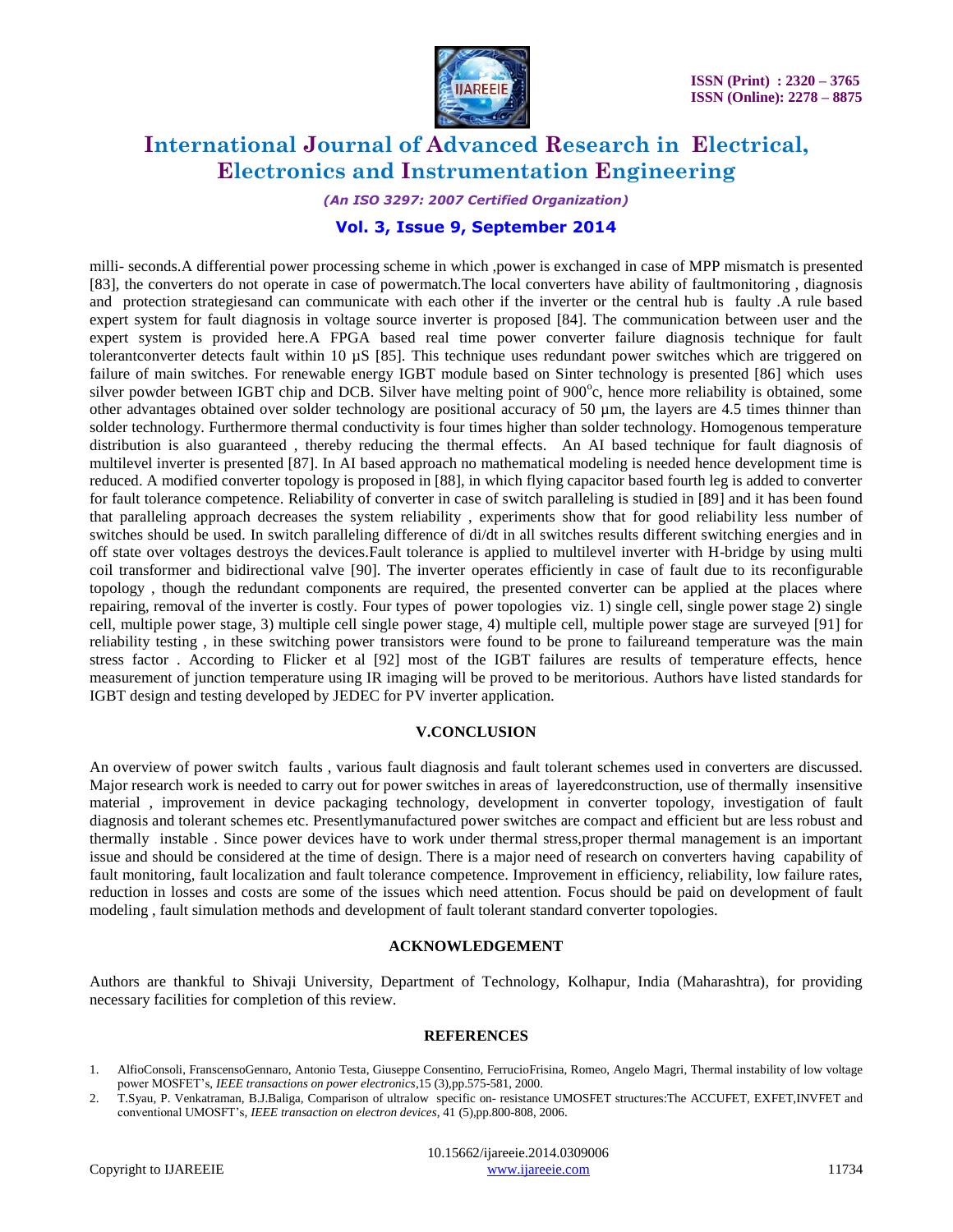milli- seconds.A differential power processing scheme in which ,power is exchanged in case of MPP mismatch is presented [83], the converters do not operate in case of powermatch.The local converters have ability of faultmonitoring , diagnosis and protection strategiesand can communicate with each other if the inverter or the central hub is faulty .A rule based expert system for fault diagnosis in voltage source inverter is proposed [84]. The communication between user and the expert system is provided here.A FPGA based real time power converter failure diagnosis technique for fault tolerantconverter detects fault within 10 µS [85]. This technique uses redundant power switches which are triggered on failure of main switches. For renewable energy IGBT module based on Sinter technology is presented [86] which uses silver powder between IGBT chip and DCB. Silver have melting point of 900$^o$c, hence more reliability is obtained, some other advantages obtained over solder technology are positional accuracy of 50 µm, the layers are 4.5 times thinner than solder technology. Furthermore thermal conductivity is four times higher than solder technology. Homogenous temperature distribution is also guaranteed , thereby reducing the thermal effects. An AI based technique for fault diagnosis of multilevel inverter is presented [87]. In AI based approach no mathematical modeling is needed hence development time is reduced. A modified converter topology is proposed in [88], in which flying capacitor based fourth leg is added to converter for fault tolerance competence. Reliability of converter in case of switch paralleling is studied in [89] and it has been found that paralleling approach decreases the system reliability , experiments show that for good reliability less number of switches should be used. In switch paralleling difference of di/dt in all switches results different switching energies and in off state over voltages destroys the devices.Fault tolerance is applied to multilevel inverter with H-bridge by using multi coil transformer and bidirectional valve [90]. The inverter operates efficiently in case of fault due to its reconfigurable topology , though the redundant components are required, the presented converter can be applied at the places where repairing, removal of the inverter is costly. Four types of power topologies viz. 1) single cell, single power stage 2) single cell, multiple power stage, 3) multiple cell single power stage, 4) multiple cell, multiple power stage are surveyed [91] for reliability testing , in these switching power transistors were found to be prone to failureand temperature was the main stress factor . According to Flicker et al [92] most of the IGBT failures are results of temperature effects, hence measurement of junction temperature using IR imaging will be proved to be meritorious. Authors have listed standards for IGBT design and testing developed by JEDEC for PV inverter application.

## V.CONCLUSION

An overview of power switch faults , various fault diagnosis and fault tolerant schemes used in converters are discussed. Major research work is needed to carry out for power switches in areas of layeredconstruction, use of thermally insensitive material , improvement in device packaging technology, development in converter topology, investigation of fault diagnosis and tolerant schemes etc. Presentlymanufactured power switches are compact and efficient but are less robust and thermally instable . Since power devices have to work under thermal stress,proper thermal management is an important issue and should be considered at the time of design. There is a major need of research on converters having capability of fault monitoring, fault localization and fault tolerance competence. Improvement in efficiency, reliability, low failure rates, reduction in losses and costs are some of the issues which need attention. Focus should be paid on development of fault modeling , fault simulation methods and development of fault tolerant standard converter topologies.

## ACKNOWLEDGEMENT

Authors are thankful to Shivaji University, Department of Technology, Kolhapur, India (Maharashtra), for providing necessary facilities for completion of this review.

## REFERENCES

1. AlfioConsoli, FranscensoGennaro, Antonio Testa, Giuseppe Consentino, FerrucioFrisina, Romeo, Angelo Magri, Thermal instability of low voltage power MOSFET's, *IEEE transactions on power electronics*,15 (3),pp.575-581, 2000.
2. T.Syau, P. Venkatraman, B.J.Baliga, Comparison of ultralow specific on- resistance UMOSFET structures:The ACCUFET, EXFET,INVFET and conventional UMOSFT's, *IEEE transaction on electron devices*, 41 (5),pp.800-808, 2006.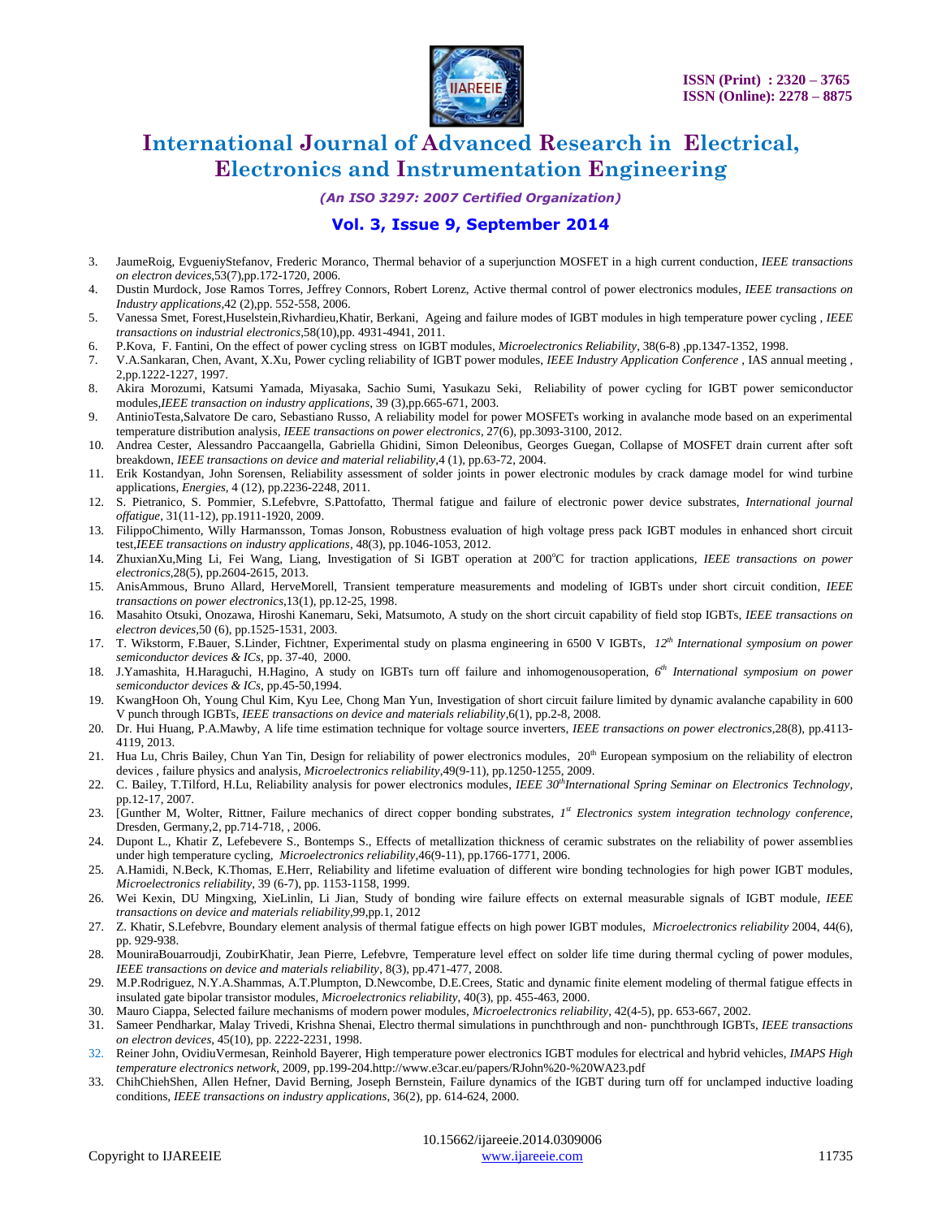3. JaumeRoig, EvgueniyStefanov, Frederic Moranco, Thermal behavior of a superjunction MOSFET in a high current conduction, *IEEE transactions on electron devices*,53(7),pp.172-1720, 2006.
4. Dustin Murdock, Jose Ramos Torres, Jeffrey Connors, Robert Lorenz, Active thermal control of power electronics modules, *IEEE transactions on Industry applications*,42 (2),pp. 552-558, 2006.
5. Vanessa Smet, Forest,Huselstein,Rivhardieu,Khatir, Berkani, Ageing and failure modes of IGBT modules in high temperature power cycling , *IEEE transactions on industrial electronics*,58(10),pp. 4931-4941, 2011.
6. P.Kova, F. Fantini, On the effect of power cycling stress on IGBT modules, *Microelectronics Reliability*, 38(6-8) ,pp.1347-1352, 1998.
7. V.A.Sankaran, Chen, Avant, X.Xu, Power cycling reliability of IGBT power modules, *IEEE Industry Application Conference* , IAS annual meeting , 2,pp.1222-1227, 1997.
8. Akira Morozumi, Katsumi Yamada, Miyasaka, Sachio Sumi, Yasukazu Seki, Reliability of power cycling for IGBT power semiconductor modules,*IEEE transaction on industry applications*, 39 (3),pp.665-671, 2003.
9. AntinioTesta,Salvatore De caro, Sebastiano Russo, A reliability model for power MOSFETs working in avalanche mode based on an experimental temperature distribution analysis, *IEEE transactions on power electronics*, 27(6), pp.3093-3100, 2012.
10. Andrea Cester, Alessandro Paccaangella, Gabriella Ghidini, Simon Deleonibus, Georges Guegan, Collapse of MOSFET drain current after soft breakdown, *IEEE transactions on device and material reliability*,4 (1), pp.63-72, 2004.
11. Erik Kostandyan, John Sorensen, Reliability assessment of solder joints in power electronic modules by crack damage model for wind turbine applications, *Energies*, 4 (12), pp.2236-2248, 2011.
12. S. Pietranico, S. Pommier, S.Lefebvre, S.Pattofatto, Thermal fatigue and failure of electronic power device substrates, *International journal offatigue*, 31(11-12), pp.1911-1920, 2009.
13. FilippoChimento, Willy Harmansson, Tomas Jonson, Robustness evaluation of high voltage press pack IGBT modules in enhanced short circuit test,*IEEE transactions on industry applications*, 48(3), pp.1046-1053, 2012.
14. ZhuxianXu,Ming Li, Fei Wang, Liang, Investigation of Si IGBT operation at 200°C for traction applications, *IEEE transactions on power electronics*,28(5), pp.2604-2615, 2013.
15. AnisAmmous, Bruno Allard, HerveMorell, Transient temperature measurements and modeling of IGBTs under short circuit condition, *IEEE transactions on power electronics*,13(1), pp.12-25, 1998.
16. Masahito Otsuki, Onozawa, Hiroshi Kanemaru, Seki, Matsumoto, A study on the short circuit capability of field stop IGBTs, *IEEE transactions on electron devices*,50 (6), pp.1525-1531, 2003.
17. T. Wikstorm, F.Bauer, S.Linder, Fichtner, Experimental study on plasma engineering in 6500 V IGBTs, *12th International symposium on power semiconductor devices & ICs*, pp. 37-40, 2000.
18. J.Yamashita, H.Haraguchi, H.Hagino, A study on IGBTs turn off failure and inhomogenousoperation, *6th International symposium on power semiconductor devices & ICs*, pp.45-50,1994.
19. KwangHoon Oh, Young Chul Kim, Kyu Lee, Chong Man Yun, Investigation of short circuit failure limited by dynamic avalanche capability in 600 V punch through IGBTs, *IEEE transactions on device and materials reliability*,6(1), pp.2-8, 2008.
20. Dr. Hui Huang, P.A.Mawby, A life time estimation technique for voltage source inverters, *IEEE transactions on power electronics*,28(8), pp.4113-4119, 2013.
21. Hua Lu, Chris Bailey, Chun Yan Tin, Design for reliability of power electronics modules, 20th European symposium on the reliability of electron devices , failure physics and analysis, *Microelectronics reliability*,49(9-11), pp.1250-1255, 2009.
22. C. Bailey, T.Tilford, H.Lu, Reliability analysis for power electronics modules, *IEEE 30thInternational Spring Seminar on Electronics Technology*, pp.12-17, 2007.
23. [Gunther M, Wolter, Rittner, Failure mechanics of direct copper bonding substrates, *1st Electronics system integration technology conference*, Dresden, Germany,2, pp.714-718, , 2006.
24. Dupont L., Khatir Z, Lefebevere S., Bontemps S., Effects of metallization thickness of ceramic substrates on the reliability of power assemblies under high temperature cycling, *Microelectronics reliability*,46(9-11), pp.1766-1771, 2006.
25. A.Hamidi, N.Beck, K.Thomas, E.Herr, Reliability and lifetime evaluation of different wire bonding technologies for high power IGBT modules, *Microelectronics reliability*, 39 (6-7), pp. 1153-1158, 1999.
26. Wei Kexin, DU Mingxing, XieLinlin, Li Jian, Study of bonding wire failure effects on external measurable signals of IGBT module, *IEEE transactions on device and materials reliability*,99,pp.1, 2012
27. Z. Khatir, S.Lefebvre, Boundary element analysis of thermal fatigue effects on high power IGBT modules, *Microelectronics reliability* 2004, 44(6), pp. 929-938.
28. MouniraBouarroudji, ZoubirKhatir, Jean Pierre, Lefebvre, Temperature level effect on solder life time during thermal cycling of power modules, *IEEE transactions on device and materials reliability*, 8(3), pp.471-477, 2008.
29. M.P.Rodriguez, N.Y.A.Shammas, A.T.Plumpton, D.Newcombe, D.E.Crees, Static and dynamic finite element modeling of thermal fatigue effects in insulated gate bipolar transistor modules, *Microelectronics reliability*, 40(3), pp. 455-463, 2000.
30. Mauro Ciappa, Selected failure mechanisms of modern power modules, *Microelectronics reliability*, 42(4-5), pp. 653-667, 2002.
31. Sameer Pendharkar, Malay Trivedi, Krishna Shenai, Electro thermal simulations in punchthrough and non- punchthrough IGBTs, *IEEE transactions on electron devices*, 45(10), pp. 2222-2231, 1998.
32. Reiner John, OvidiuVermesan, Reinhold Bayerer, High temperature power electronics IGBT modules for electrical and hybrid vehicles, *IMAPS High temperature electronics network*, 2009, pp.199-204.http://www.e3car.eu/papers/RJohn%20-%20WA23.pdf
33. ChihChiehShen, Allen Hefner, David Berning, Joseph Bernstein, Failure dynamics of the IGBT during turn off for unclamped inductive loading conditions, *IEEE transactions on industry applications*, 36(2), pp. 614-624, 2000.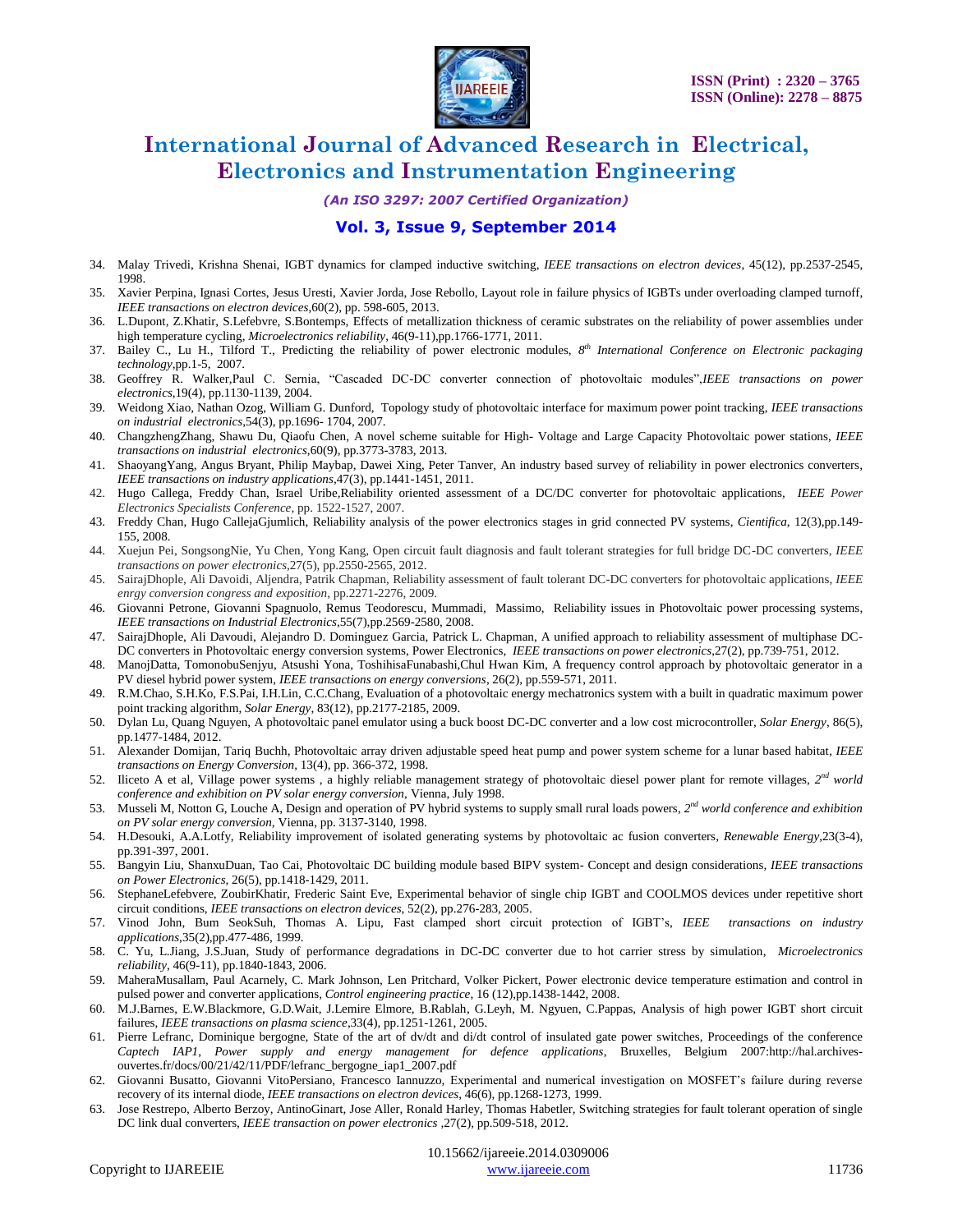34. Malay Trivedi, Krishna Shenai, IGBT dynamics for clamped inductive switching, *IEEE transactions on electron devices*, 45(12), pp.2537-2545, 1998.
35. Xavier Perpina, Ignasi Cortes, Jesus Uresti, Xavier Jorda, Jose Rebollo, Layout role in failure physics of IGBTs under overloading clamped turnoff, *IEEE transactions on electron devices*,60(2), pp. 598-605, 2013.
36. L.Dupont, Z.Khatir, S.Lefebvre, S.Bontemps, Effects of metallization thickness of ceramic substrates on the reliability of power assemblies under high temperature cycling, *Microelectronics reliability*, 46(9-11),pp.1766-1771, 2011.
37. Bailey C., Lu H., Tilford T., Predicting the reliability of power electronic modules, *8th International Conference on Electronic packaging technology*,pp.1-5, 2007.
38. Geoffrey R. Walker,Paul C. Sernia, "Cascaded DC-DC converter connection of photovoltaic modules",*IEEE transactions on power electronics*,19(4), pp.1130-1139, 2004.
39. Weidong Xiao, Nathan Ozog, William G. Dunford, Topology study of photovoltaic interface for maximum power point tracking, *IEEE transactions on industrial electronics*,54(3), pp.1696- 1704, 2007.
40. ChangzhengZhang, Shawu Du, Qiaofu Chen, A novel scheme suitable for High- Voltage and Large Capacity Photovoltaic power stations, *IEEE transactions on industrial electronics*,60(9), pp.3773-3783, 2013.
41. ShaoyangYang, Angus Bryant, Philip Maybap, Dawei Xing, Peter Tanver, An industry based survey of reliability in power electronics converters, *IEEE transactions on industry applications*,47(3), pp.1441-1451, 2011.
42. Hugo Callega, Freddy Chan, Israel Uribe,Reliability oriented assessment of a DC/DC converter for photovoltaic applications, *IEEE Power Electronics Specialists Conference*, pp. 1522-1527, 2007.
43. Freddy Chan, Hugo CallejaGjumlich, Reliability analysis of the power electronics stages in grid connected PV systems, *Cientifica*, 12(3),pp.149-155, 2008.
44. Xuejun Pei, SongsongNie, Yu Chen, Yong Kang, Open circuit fault diagnosis and fault tolerant strategies for full bridge DC-DC converters, *IEEE transactions on power electronics*,27(5), pp.2550-2565, 2012.
45. SairajDhople, Ali Davoidi, Aljendra, Patrik Chapman, Reliability assessment of fault tolerant DC-DC converters for photovoltaic applications, *IEEE enrgy conversion congress and exposition*, pp.2271-2276, 2009.
46. Giovanni Petrone, Giovanni Spagnuolo, Remus Teodorescu, Mummadi, Massimo, Reliability issues in Photovoltaic power processing systems, *IEEE transactions on Industrial Electronics*,55(7),pp.2569-2580, 2008.
47. SairajDhople, Ali Davoudi, Alejandro D. Dominguez Garcia, Patrick L. Chapman, A unified approach to reliability assessment of multiphase DC-DC converters in Photovoltaic energy conversion systems, Power Electronics, *IEEE transactions on power electronics*,27(2), pp.739-751, 2012.
48. ManojDatta, TomonobuSenjyu, Atsushi Yona, ToshihisaFunabashi,Chul Hwan Kim, A frequency control approach by photovoltaic generator in a PV diesel hybrid power system, *IEEE transactions on energy conversions*, 26(2), pp.559-571, 2011.
49. R.M.Chao, S.H.Ko, F.S.Pai, I.H.Lin, C.C.Chang, Evaluation of a photovoltaic energy mechatronics system with a built in quadratic maximum power point tracking algorithm, *Solar Energy*, 83(12), pp.2177-2185, 2009.
50. Dylan Lu, Quang Nguyen, A photovoltaic panel emulator using a buck boost DC-DC converter and a low cost microcontroller, *Solar Energy*, 86(5), pp.1477-1484, 2012.
51. Alexander Domijan, Tariq Buchh, Photovoltaic array driven adjustable speed heat pump and power system scheme for a lunar based habitat, *IEEE transactions on Energy Conversion*, 13(4), pp. 366-372, 1998.
52. Iliceto A et al, Village power systems , a highly reliable management strategy of photovoltaic diesel power plant for remote villages, *2nd world conference and exhibition on PV solar energy conversion*, Vienna, July 1998.
53. Musseli M, Notton G, Louche A, Design and operation of PV hybrid systems to supply small rural loads powers, *2nd world conference and exhibition on PV solar energy conversion*, Vienna, pp. 3137-3140, 1998.
54. H.Desouki, A.A.Lotfy, Reliability improvement of isolated generating systems by photovoltaic ac fusion converters, *Renewable Energy*,23(3-4), pp.391-397, 2001.
55. Bangyin Liu, ShanxuDuan, Tao Cai, Photovoltaic DC building module based BIPV system- Concept and design considerations, *IEEE transactions on Power Electronics*, 26(5), pp.1418-1429, 2011.
56. StephaneLefebvere, ZoubirKhatir, Frederic Saint Eve, Experimental behavior of single chip IGBT and COOLMOS devices under repetitive short circuit conditions, *IEEE transactions on electron devices*, 52(2), pp.276-283, 2005.
57. Vinod John, Bum SeokSuh, Thomas A. Lipu, Fast clamped short circuit protection of IGBT's, *IEEE transactions on industry applications*,35(2),pp.477-486, 1999.
58. C. Yu, L.Jiang, J.S.Juan, Study of performance degradations in DC-DC converter due to hot carrier stress by simulation, *Microelectronics reliability*, 46(9-11), pp.1840-1843, 2006.
59. MaheraMusallam, Paul Acarnely, C. Mark Johnson, Len Pritchard, Volker Pickert, Power electronic device temperature estimation and control in pulsed power and converter applications, *Control engineering practice*, 16 (12),pp.1438-1442, 2008.
60. M.J.Barnes, E.W.Blackmore, G.D.Wait, J.Lemire Elmore, B.Rablah, G.Leyh, M. Ngyuen, C.Pappas, Analysis of high power IGBT short circuit failures, *IEEE transactions on plasma science*,33(4), pp.1251-1261, 2005.
61. Pierre Lefranc, Dominique bergogne, State of the art of dv/dt and di/dt control of insulated gate power switches, Proceedings of the conference *Captech IAP1, Power supply and energy management for defence applications*, Bruxelles, Belgium 2007:http://hal.archives-ouvertes.fr/docs/00/21/42/11/PDF/lefranc_bergogne_iap1_2007.pdf
62. Giovanni Busatto, Giovanni VitoPersiano, Francesco Iannuzzo, Experimental and numerical investigation on MOSFET's failure during reverse recovery of its internal diode, *IEEE transactions on electron devices*, 46(6), pp.1268-1273, 1999.
63. Jose Restrepo, Alberto Berzoy, AntinoGinart, Jose Aller, Ronald Harley, Thomas Habetler, Switching strategies for fault tolerant operation of single DC link dual converters, *IEEE transaction on power electronics* ,27(2), pp.509-518, 2012.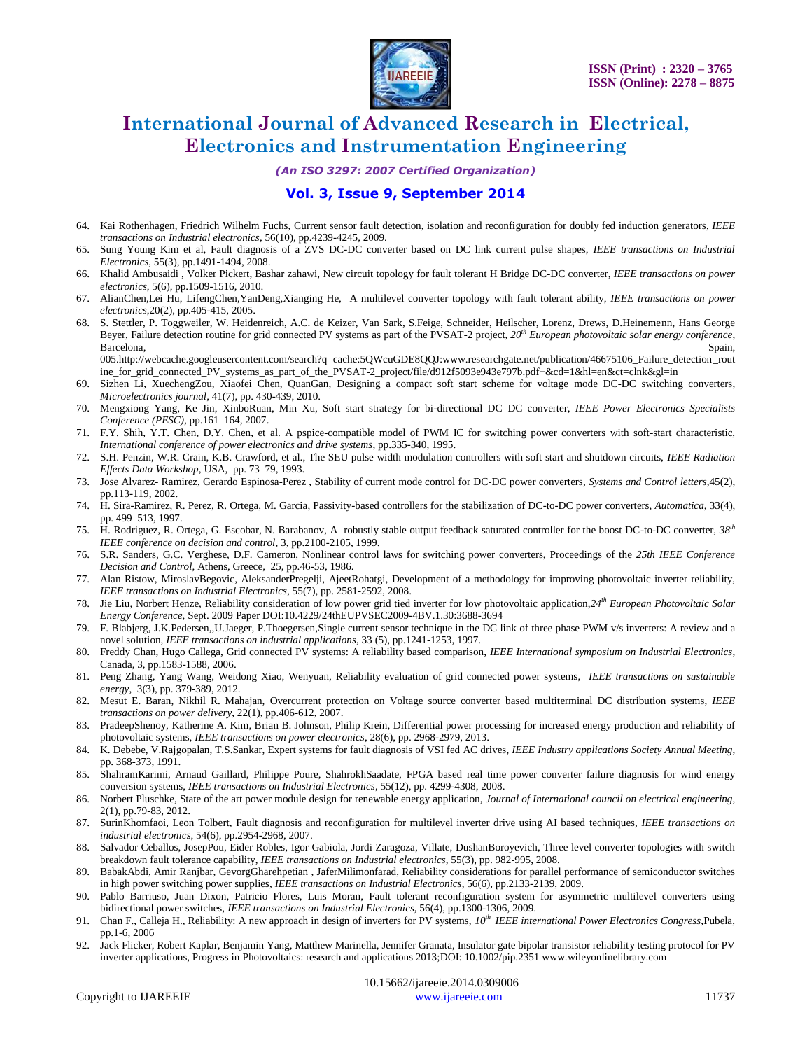64. Kai Rothenhagen, Friedrich Wilhelm Fuchs, Current sensor fault detection, isolation and reconfiguration for doubly fed induction generators, *IEEE transactions on Industrial electronics*, 56(10), pp.4239-4245, 2009.
65. Sung Young Kim et al, Fault diagnosis of a ZVS DC-DC converter based on DC link current pulse shapes, *IEEE transactions on Industrial Electronics*, 55(3), pp.1491-1494, 2008.
66. Khalid Ambusaidi , Volker Pickert, Bashar zahawi, New circuit topology for fault tolerant H Bridge DC-DC converter, *IEEE transactions on power electronics*, 5(6), pp.1509-1516, 2010.
67. AlianChen,Lei Hu, LifengChen,YanDeng,Xianging He, A multilevel converter topology with fault tolerant ability, *IEEE transactions on power electronics*,20(2), pp.405-415, 2005.
68. S. Stettler, P. Toggweiler, W. Heidenreich, A.C. de Keizer, Van Sark, S.Feige, Schneider, Heilscher, Lorenz, Drews, D.Heinemenn, Hans George Beyer, Failure detection routine for grid connected PV systems as part of the PVSAT-2 project, *20th European photovoltaic solar energy conference*, Barcelona, Spain, 005.http://webcache.googleusercontent.com/search?q=cache:5QWcuGDE8QQJ:www.researchgate.net/publication/46675106_Failure_detection_routine_for_grid_connected_PV_systems_as_part_of_the_PVSAT-2_project/file/d912f5093e943e797b.pdf+&cd=1&hl=en&ct=clnk&gl=in
69. Sizhen Li, XuechengZou, Xiaofei Chen, QuanGan, Designing a compact soft start scheme for voltage mode DC-DC switching converters, *Microelectronics journal*, 41(7), pp. 430-439, 2010.
70. Mengxiong Yang, Ke Jin, XinboRuan, Min Xu, Soft start strategy for bi-directional DC–DC converter, *IEEE Power Electronics Specialists Conference (PESC)*, pp.161–164, 2007.
71. F.Y. Shih, Y.T. Chen, D.Y. Chen, et al. A pspice-compatible model of PWM IC for switching power converters with soft-start characteristic, *International conference of power electronics and drive systems*, pp.335-340, 1995.
72. S.H. Penzin, W.R. Crain, K.B. Crawford, et al., The SEU pulse width modulation controllers with soft start and shutdown circuits, *IEEE Radiation Effects Data Workshop*, USA, pp. 73–79, 1993.
73. Jose Alvarez- Ramirez, Gerardo Espinosa-Perez , Stability of current mode control for DC-DC power converters, *Systems and Control letters*,45(2), pp.113-119, 2002.
74. H. Sira-Ramirez, R. Perez, R. Ortega, M. Garcia, Passivity-based controllers for the stabilization of DC-to-DC power converters, *Automatica*, 33(4), pp. 499–513, 1997.
75. H. Rodriguez, R. Ortega, G. Escobar, N. Barabanov, A robustly stable output feedback saturated controller for the boost DC-to-DC converter, *38th IEEE conference on decision and control*, 3, pp.2100-2105, 1999.
76. S.R. Sanders, G.C. Verghese, D.F. Cameron, Nonlinear control laws for switching power converters, Proceedings of the *25th IEEE Conference Decision and Control*, Athens, Greece, 25, pp.46-53, 1986.
77. Alan Ristow, MiroslavBegovic, AleksanderPregelji, AjeetRohatgi, Development of a methodology for improving photovoltaic inverter reliability, *IEEE transactions on Industrial Electronics*, 55(7), pp. 2581-2592, 2008.
78. Jie Liu, Norbert Henze, Reliability consideration of low power grid tied inverter for low photovoltaic application,*24th European Photovoltaic Solar Energy Conference*, Sept. 2009 Paper DOI:10.4229/24thEUPVSEC2009-4BV.1.30:3688-3694
79. F. Blabjerg, J.K.Pedersen,,U.Jaeger, P.Thoegersen,Single current sensor technique in the DC link of three phase PWM v/s inverters: A review and a novel solution, *IEEE transactions on industrial applications*, 33 (5), pp.1241-1253, 1997.
80. Freddy Chan, Hugo Callega, Grid connected PV systems: A reliability based comparison, *IEEE International symposium on Industrial Electronics*, Canada, 3, pp.1583-1588, 2006.
81. Peng Zhang, Yang Wang, Weidong Xiao, Wenyuan, Reliability evaluation of grid connected power systems, *IEEE transactions on sustainable energy*, 3(3), pp. 379-389, 2012.
82. Mesut E. Baran, Nikhil R. Mahajan, Overcurrent protection on Voltage source converter based multiterminal DC distribution systems, *IEEE transactions on power delivery*, 22(1), pp.406-612, 2007.
83. PradeepShenoy, Katherine A. Kim, Brian B. Johnson, Philip Krein, Differential power processing for increased energy production and reliability of photovoltaic systems, *IEEE transactions on power electronics*, 28(6), pp. 2968-2979, 2013.
84. K. Debebe, V.Rajgopalan, T.S.Sankar, Expert systems for fault diagnosis of VSI fed AC drives, *IEEE Industry applications Society Annual Meeting*, pp. 368-373, 1991.
85. ShahramKarimi, Arnaud Gaillard, Philippe Poure, ShahrokhSaadate, FPGA based real time power converter failure diagnosis for wind energy conversion systems, *IEEE transactions on Industrial Electronics*, 55(12), pp. 4299-4308, 2008.
86. Norbert Pluschke, State of the art power module design for renewable energy application, *Journal of International council on electrical engineering*, 2(1), pp.79-83, 2012.
87. SurinKhomfaoi, Leon Tolbert, Fault diagnosis and reconfiguration for multilevel inverter drive using AI based techniques, *IEEE transactions on industrial electronics*, 54(6), pp.2954-2968, 2007.
88. Salvador Ceballos, JosepPou, Eider Robles, Igor Gabiola, Jordi Zaragoza, Villate, DushanBoroyevich, Three level converter topologies with switch breakdown fault tolerance capability, *IEEE transactions on Industrial electronics*, 55(3), pp. 982-995, 2008.
89. BabakAbdi, Amir Ranjbar, GevorgGharehpetian , JaferMilimonfarad, Reliability considerations for parallel performance of semiconductor switches in high power switching power supplies, *IEEE transactions on Industrial Electronics*, 56(6), pp.2133-2139, 2009.
90. Pablo Barriuso, Juan Dixon, Patricio Flores, Luis Moran, Fault tolerant reconfiguration system for asymmetric multilevel converters using bidirectional power switches, *IEEE transactions on Industrial Electronics*, 56(4), pp.1300-1306, 2009.
91. Chan F., Calleja H., Reliability: A new approach in design of inverters for PV systems, *10th IEEE international Power Electronics Congress*,Pubela, pp.1-6, 2006
92. Jack Flicker, Robert Kaplar, Benjamin Yang, Matthew Marinella, Jennifer Granata, Insulator gate bipolar transistor reliability testing protocol for PV inverter applications, Progress in Photovoltaics: research and applications 2013;DOI: 10.1002/pip.2351 www.wileyonlinelibrary.com